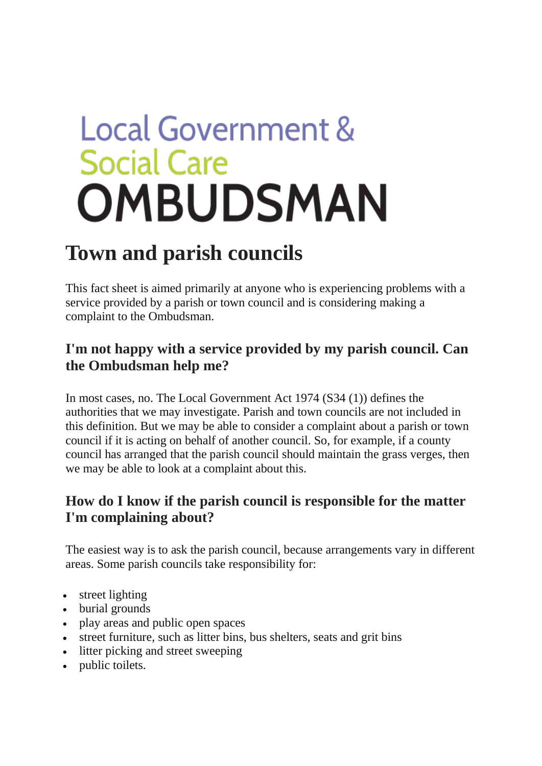Local Government &
Social Care
OMBUDSMAN

# Town and parish councils

This fact sheet is aimed primarily at anyone who is experiencing problems with a service provided by a parish or town council and is considering making a complaint to the Ombudsman.

## I'm not happy with a service provided by my parish council. Can the Ombudsman help me?

In most cases, no. The Local Government Act 1974 (S34 (1)) defines the authorities that we may investigate. Parish and town councils are not included in this definition. But we may be able to consider a complaint about a parish or town council if it is acting on behalf of another council. So, for example, if a county council has arranged that the parish council should maintain the grass verges, then we may be able to look at a complaint about this.

## How do I know if the parish council is responsible for the matter I'm complaining about?

The easiest way is to ask the parish council, because arrangements vary in different areas. Some parish councils take responsibility for:

- street lighting
- burial grounds
- play areas and public open spaces
- street furniture, such as litter bins, bus shelters, seats and grit bins
- litter picking and street sweeping
- public toilets.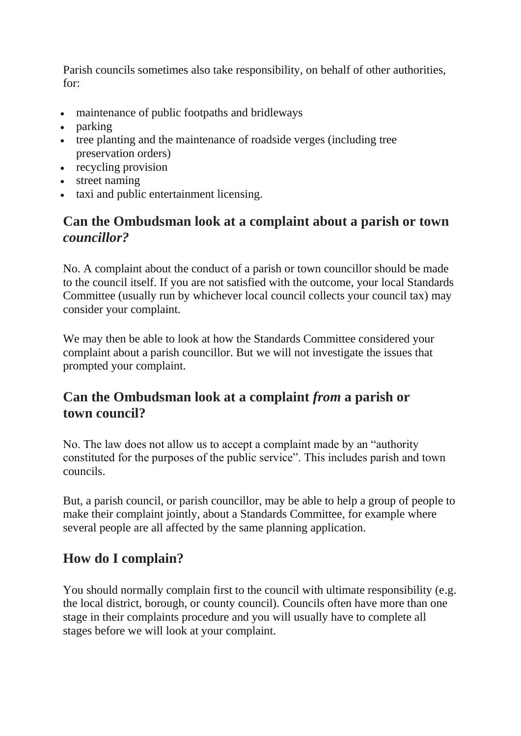Parish councils sometimes also take responsibility, on behalf of other authorities, for:

- maintenance of public footpaths and bridleways
- parking
- tree planting and the maintenance of roadside verges (including tree preservation orders)
- recycling provision
- street naming
- taxi and public entertainment licensing.

## Can the Ombudsman look at a complaint about a parish or town *councillor?*

No. A complaint about the conduct of a parish or town councillor should be made to the council itself. If you are not satisfied with the outcome, your local Standards Committee (usually run by whichever local council collects your council tax) may consider your complaint.

We may then be able to look at how the Standards Committee considered your complaint about a parish councillor. But we will not investigate the issues that prompted your complaint.

## Can the Ombudsman look at a complaint *from* a parish or town council?

No. The law does not allow us to accept a complaint made by an "authority constituted for the purposes of the public service". This includes parish and town councils.

But, a parish council, or parish councillor, may be able to help a group of people to make their complaint jointly, about a Standards Committee, for example where several people are all affected by the same planning application.

## How do I complain?

You should normally complain first to the council with ultimate responsibility (e.g. the local district, borough, or county council). Councils often have more than one stage in their complaints procedure and you will usually have to complete all stages before we will look at your complaint.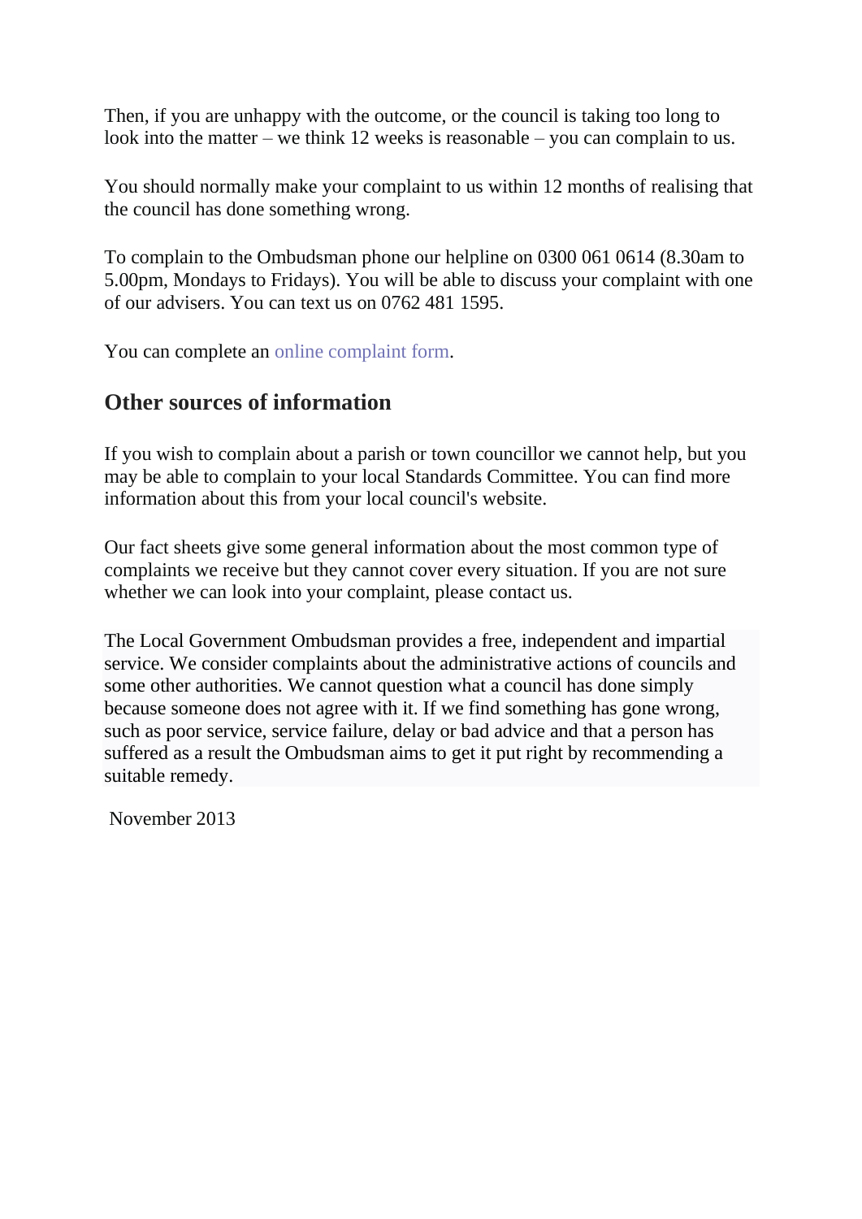Then, if you are unhappy with the outcome, or the council is taking too long to look into the matter – we think 12 weeks is reasonable – you can complain to us.

You should normally make your complaint to us within 12 months of realising that the council has done something wrong.

To complain to the Ombudsman phone our helpline on 0300 061 0614 (8.30am to 5.00pm, Mondays to Fridays). You will be able to discuss your complaint with one of our advisers. You can text us on 0762 481 1595.

You can complete an online complaint form.

## Other sources of information

If you wish to complain about a parish or town councillor we cannot help, but you may be able to complain to your local Standards Committee. You can find more information about this from your local council's website.

Our fact sheets give some general information about the most common type of complaints we receive but they cannot cover every situation. If you are not sure whether we can look into your complaint, please contact us.

The Local Government Ombudsman provides a free, independent and impartial service. We consider complaints about the administrative actions of councils and some other authorities. We cannot question what a council has done simply because someone does not agree with it. If we find something has gone wrong, such as poor service, service failure, delay or bad advice and that a person has suffered as a result the Ombudsman aims to get it put right by recommending a suitable remedy.

November 2013